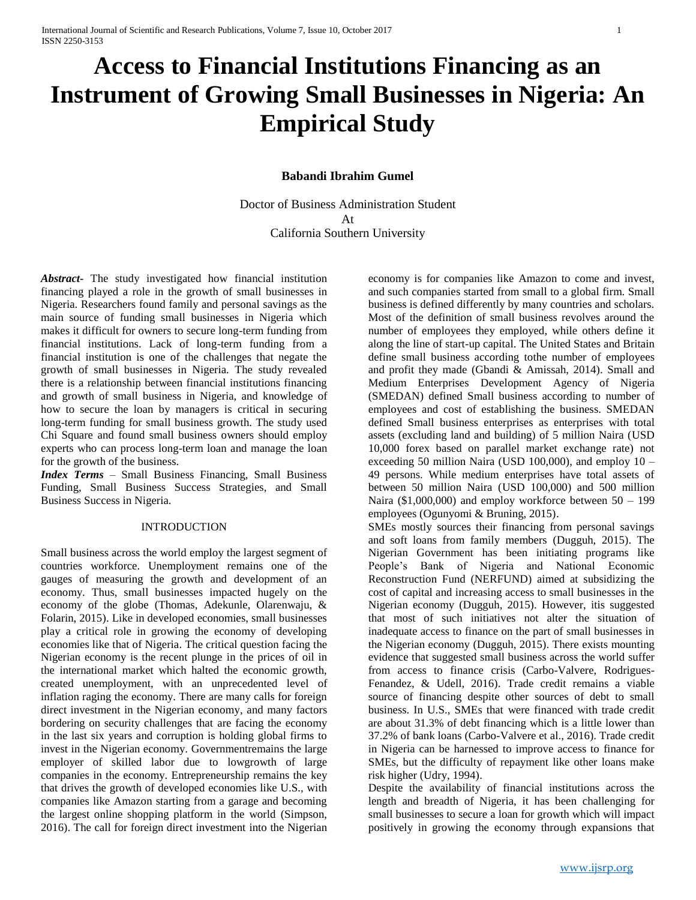# Access to Financial Institutions Financing as an Instrument of Growing Small Businesses in Nigeria: An Empirical Study

**Babandi Ibrahim Gumel**

Doctor of Business Administration Student
At
California Southern University

***Abstract-*** The study investigated how financial institution financing played a role in the growth of small businesses in Nigeria. Researchers found family and personal savings as the main source of funding small businesses in Nigeria which makes it difficult for owners to secure long-term funding from financial institutions. Lack of long-term funding from a financial institution is one of the challenges that negate the growth of small businesses in Nigeria. The study revealed there is a relationship between financial institutions financing and growth of small business in Nigeria, and knowledge of how to secure the loan by managers is critical in securing long-term funding for small business growth. The study used Chi Square and found small business owners should employ experts who can process long-term loan and manage the loan for the growth of the business.

***Index Terms*** – Small Business Financing, Small Business Funding, Small Business Success Strategies, and Small Business Success in Nigeria.

## INTRODUCTION

Small business across the world employ the largest segment of countries workforce. Unemployment remains one of the gauges of measuring the growth and development of an economy. Thus, small businesses impacted hugely on the economy of the globe (Thomas, Adekunle, Olarenwaju, & Folarin, 2015). Like in developed economies, small businesses play a critical role in growing the economy of developing economies like that of Nigeria. The critical question facing the Nigerian economy is the recent plunge in the prices of oil in the international market which halted the economic growth, created unemployment, with an unprecedented level of inflation raging the economy. There are many calls for foreign direct investment in the Nigerian economy, and many factors bordering on security challenges that are facing the economy in the last six years and corruption is holding global firms to invest in the Nigerian economy. Governmentremains the large employer of skilled labor due to lowgrowth of large companies in the economy. Entrepreneurship remains the key that drives the growth of developed economies like U.S., with companies like Amazon starting from a garage and becoming the largest online shopping platform in the world (Simpson, 2016). The call for foreign direct investment into the Nigerian economy is for companies like Amazon to come and invest, and such companies started from small to a global firm. Small business is defined differently by many countries and scholars. Most of the definition of small business revolves around the number of employees they employed, while others define it along the line of start-up capital. The United States and Britain define small business according tothe number of employees and profit they made (Gbandi & Amissah, 2014). Small and Medium Enterprises Development Agency of Nigeria (SMEDAN) defined Small business according to number of employees and cost of establishing the business. SMEDAN defined Small business enterprises as enterprises with total assets (excluding land and building) of 5 million Naira (USD 10,000 forex based on parallel market exchange rate) not exceeding 50 million Naira (USD 100,000), and employ 10 – 49 persons. While medium enterprises have total assets of between 50 million Naira (USD 100,000) and 500 million Naira ($1,000,000) and employ workforce between 50 – 199 employees (Ogunyomi & Bruning, 2015).

SMEs mostly sources their financing from personal savings and soft loans from family members (Dugguh, 2015). The Nigerian Government has been initiating programs like People's Bank of Nigeria and National Economic Reconstruction Fund (NERFUND) aimed at subsidizing the cost of capital and increasing access to small businesses in the Nigerian economy (Dugguh, 2015). However, itis suggested that most of such initiatives not alter the situation of inadequate access to finance on the part of small businesses in the Nigerian economy (Dugguh, 2015). There exists mounting evidence that suggested small business across the world suffer from access to finance crisis (Carbo-Valvere, Rodrigues-Fenandez, & Udell, 2016). Trade credit remains a viable source of financing despite other sources of debt to small business. In U.S., SMEs that were financed with trade credit are about 31.3% of debt financing which is a little lower than 37.2% of bank loans (Carbo-Valvere et al., 2016). Trade credit in Nigeria can be harnessed to improve access to finance for SMEs, but the difficulty of repayment like other loans make risk higher (Udry, 1994).

Despite the availability of financial institutions across the length and breadth of Nigeria, it has been challenging for small businesses to secure a loan for growth which will impact positively in growing the economy through expansions that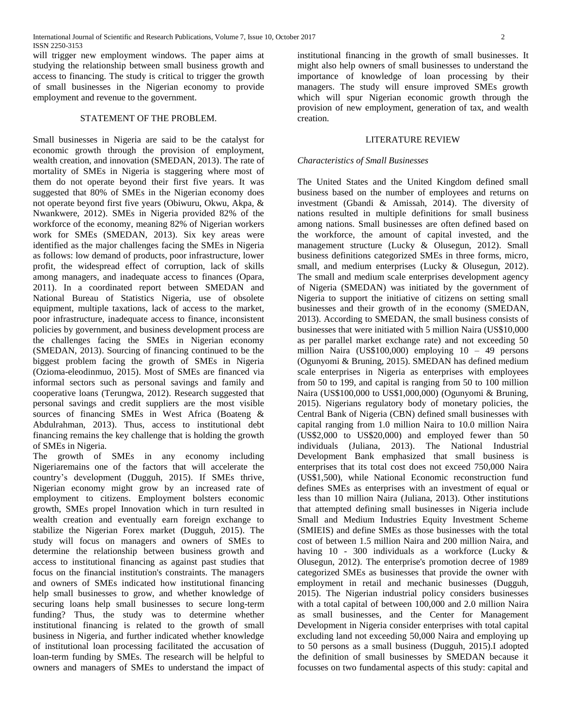will trigger new employment windows. The paper aims at studying the relationship between small business growth and access to financing. The study is critical to trigger the growth of small businesses in the Nigerian economy to provide employment and revenue to the government.

## STATEMENT OF THE PROBLEM.

Small businesses in Nigeria are said to be the catalyst for economic growth through the provision of employment, wealth creation, and innovation (SMEDAN, 2013). The rate of mortality of SMEs in Nigeria is staggering where most of them do not operate beyond their first five years. It was suggested that 80% of SMEs in the Nigerian economy does not operate beyond first five years (Obiwuru, Okwu, Akpa, & Nwankwere, 2012). SMEs in Nigeria provided 82% of the workforce of the economy, meaning 82% of Nigerian workers work for SMEs (SMEDAN, 2013). Six key areas were identified as the major challenges facing the SMEs in Nigeria as follows: low demand of products, poor infrastructure, lower profit, the widespread effect of corruption, lack of skills among managers, and inadequate access to finances (Opara, 2011). In a coordinated report between SMEDAN and National Bureau of Statistics Nigeria, use of obsolete equipment, multiple taxations, lack of access to the market, poor infrastructure, inadequate access to finance, inconsistent policies by government, and business development process are the challenges facing the SMEs in Nigerian economy (SMEDAN, 2013). Sourcing of financing continued to be the biggest problem facing the growth of SMEs in Nigeria (Ozioma-eleodinmuo, 2015). Most of SMEs are financed via informal sectors such as personal savings and family and cooperative loans (Terungwa, 2012). Research suggested that personal savings and credit suppliers are the most visible sources of financing SMEs in West Africa (Boateng & Abdulrahman, 2013). Thus, access to institutional debt financing remains the key challenge that is holding the growth of SMEs in Nigeria.

The growth of SMEs in any economy including Nigeriaremains one of the factors that will accelerate the country's development (Dugguh, 2015). If SMEs thrive, Nigerian economy might grow by an increased rate of employment to citizens. Employment bolsters economic growth, SMEs propel Innovation which in turn resulted in wealth creation and eventually earn foreign exchange to stabilize the Nigerian Forex market (Dugguh, 2015). The study will focus on managers and owners of SMEs to determine the relationship between business growth and access to institutional financing as against past studies that focus on the financial institution's constraints. The managers and owners of SMEs indicated how institutional financing help small businesses to grow, and whether knowledge of securing loans help small businesses to secure long-term funding? Thus, the study was to determine whether institutional financing is related to the growth of small business in Nigeria, and further indicated whether knowledge of institutional loan processing facilitated the accusation of loan-term funding by SMEs. The research will be helpful to owners and managers of SMEs to understand the impact of institutional financing in the growth of small businesses. It might also help owners of small businesses to understand the importance of knowledge of loan processing by their managers. The study will ensure improved SMEs growth which will spur Nigerian economic growth through the provision of new employment, generation of tax, and wealth creation.

## LITERATURE REVIEW

### *Characteristics of Small Businesses*

The United States and the United Kingdom defined small business based on the number of employees and returns on investment (Gbandi & Amissah, 2014). The diversity of nations resulted in multiple definitions for small business among nations. Small businesses are often defined based on the workforce, the amount of capital invested, and the management structure (Lucky & Olusegun, 2012). Small business definitions categorized SMEs in three forms, micro, small, and medium enterprises (Lucky & Olusegun, 2012). The small and medium scale enterprises development agency of Nigeria (SMEDAN) was initiated by the government of Nigeria to support the initiative of citizens on setting small businesses and their growth of in the economy (SMEDAN, 2013). According to SMEDAN, the small business consists of businesses that were initiated with 5 million Naira (US$10,000 as per parallel market exchange rate) and not exceeding 50 million Naira (US$100,000) employing 10 – 49 persons (Ogunyomi & Bruning, 2015). SMEDAN has defined medium scale enterprises in Nigeria as enterprises with employees from 50 to 199, and capital is ranging from 50 to 100 million Naira (US$100,000 to US$1,000,000) (Ogunyomi & Bruning, 2015). Nigerians regulatory body of monetary policies, the Central Bank of Nigeria (CBN) defined small businesses with capital ranging from 1.0 million Naira to 10.0 million Naira (US$2,000 to US$20,000) and employed fewer than 50 individuals (Juliana, 2013). The National Industrial Development Bank emphasized that small business is enterprises that its total cost does not exceed 750,000 Naira (US$1,500), while National Economic reconstruction fund defines SMEs as enterprises with an investment of equal or less than 10 million Naira (Juliana, 2013). Other institutions that attempted defining small businesses in Nigeria include Small and Medium Industries Equity Investment Scheme (SMIEIS) and define SMEs as those businesses with the total cost of between 1.5 million Naira and 200 million Naira, and having 10 - 300 individuals as a workforce (Lucky & Olusegun, 2012). The enterprise's promotion decree of 1989 categorized SMEs as businesses that provide the owner with employment in retail and mechanic businesses (Dugguh, 2015). The Nigerian industrial policy considers businesses with a total capital of between 100,000 and 2.0 million Naira as small businesses, and the Center for Management Development in Nigeria consider enterprises with total capital excluding land not exceeding 50,000 Naira and employing up to 50 persons as a small business (Dugguh, 2015).I adopted the definition of small businesses by SMEDAN because it focusses on two fundamental aspects of this study: capital and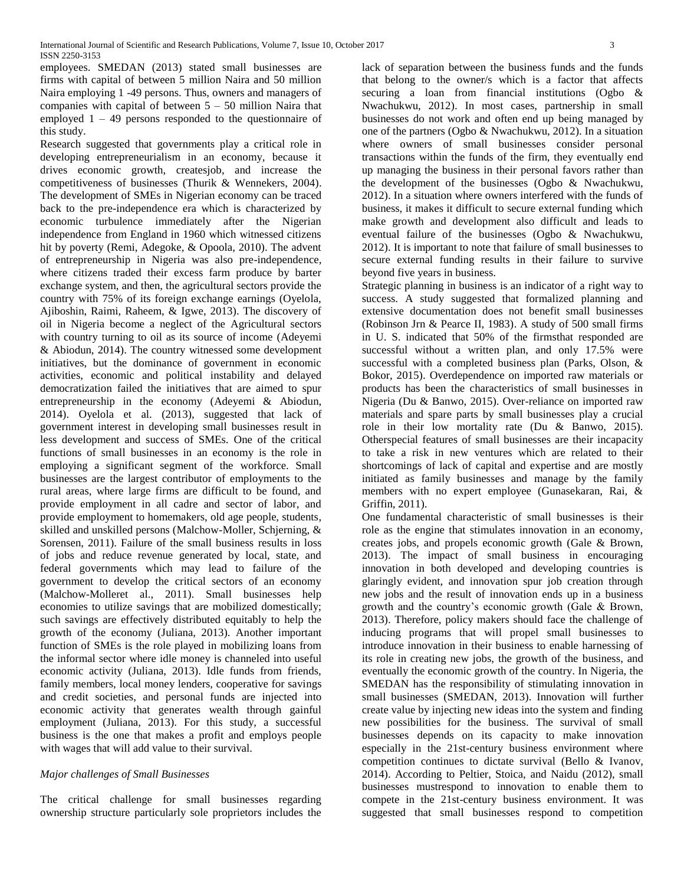employees. SMEDAN (2013) stated small businesses are firms with capital of between 5 million Naira and 50 million Naira employing 1 -49 persons. Thus, owners and managers of companies with capital of between 5 – 50 million Naira that employed 1 – 49 persons responded to the questionnaire of this study.

Research suggested that governments play a critical role in developing entrepreneurialism in an economy, because it drives economic growth, createsjob, and increase the competitiveness of businesses (Thurik & Wennekers, 2004). The development of SMEs in Nigerian economy can be traced back to the pre-independence era which is characterized by economic turbulence immediately after the Nigerian independence from England in 1960 which witnessed citizens hit by poverty (Remi, Adegoke, & Opoola, 2010). The advent of entrepreneurship in Nigeria was also pre-independence, where citizens traded their excess farm produce by barter exchange system, and then, the agricultural sectors provide the country with 75% of its foreign exchange earnings (Oyelola, Ajiboshin, Raimi, Raheem, & Igwe, 2013). The discovery of oil in Nigeria become a neglect of the Agricultural sectors with country turning to oil as its source of income (Adeyemi & Abiodun, 2014). The country witnessed some development initiatives, but the dominance of government in economic activities, economic and political instability and delayed democratization failed the initiatives that are aimed to spur entrepreneurship in the economy (Adeyemi & Abiodun, 2014). Oyelola et al. (2013), suggested that lack of government interest in developing small businesses result in less development and success of SMEs. One of the critical functions of small businesses in an economy is the role in employing a significant segment of the workforce. Small businesses are the largest contributor of employments to the rural areas, where large firms are difficult to be found, and provide employment in all cadre and sector of labor, and provide employment to homemakers, old age people, students, skilled and unskilled persons (Malchow-Moller, Schjerning, & Sorensen, 2011). Failure of the small business results in loss of jobs and reduce revenue generated by local, state, and federal governments which may lead to failure of the government to develop the critical sectors of an economy (Malchow-Molleret al., 2011). Small businesses help economies to utilize savings that are mobilized domestically; such savings are effectively distributed equitably to help the growth of the economy (Juliana, 2013). Another important function of SMEs is the role played in mobilizing loans from the informal sector where idle money is channeled into useful economic activity (Juliana, 2013). Idle funds from friends, family members, local money lenders, cooperative for savings and credit societies, and personal funds are injected into economic activity that generates wealth through gainful employment (Juliana, 2013). For this study, a successful business is the one that makes a profit and employs people with wages that will add value to their survival.

*Major challenges of Small Businesses*

The critical challenge for small businesses regarding ownership structure particularly sole proprietors includes the lack of separation between the business funds and the funds that belong to the owner/s which is a factor that affects securing a loan from financial institutions (Ogbo & Nwachukwu, 2012). In most cases, partnership in small businesses do not work and often end up being managed by one of the partners (Ogbo & Nwachukwu, 2012). In a situation where owners of small businesses consider personal transactions within the funds of the firm, they eventually end up managing the business in their personal favors rather than the development of the businesses (Ogbo & Nwachukwu, 2012). In a situation where owners interfered with the funds of business, it makes it difficult to secure external funding which make growth and development also difficult and leads to eventual failure of the businesses (Ogbo & Nwachukwu, 2012). It is important to note that failure of small businesses to secure external funding results in their failure to survive beyond five years in business.

Strategic planning in business is an indicator of a right way to success. A study suggested that formalized planning and extensive documentation does not benefit small businesses (Robinson Jrn & Pearce II, 1983). A study of 500 small firms in U. S. indicated that 50% of the firmsthat responded are successful without a written plan, and only 17.5% were successful with a completed business plan (Parks, Olson, & Bokor, 2015). Overdependence on imported raw materials or products has been the characteristics of small businesses in Nigeria (Du & Banwo, 2015). Over-reliance on imported raw materials and spare parts by small businesses play a crucial role in their low mortality rate (Du & Banwo, 2015). Otherspecial features of small businesses are their incapacity to take a risk in new ventures which are related to their shortcomings of lack of capital and expertise and are mostly initiated as family businesses and manage by the family members with no expert employee (Gunasekaran, Rai, & Griffin, 2011).

One fundamental characteristic of small businesses is their role as the engine that stimulates innovation in an economy, creates jobs, and propels economic growth (Gale & Brown, 2013). The impact of small business in encouraging innovation in both developed and developing countries is glaringly evident, and innovation spur job creation through new jobs and the result of innovation ends up in a business growth and the country's economic growth (Gale & Brown, 2013). Therefore, policy makers should face the challenge of inducing programs that will propel small businesses to introduce innovation in their business to enable harnessing of its role in creating new jobs, the growth of the business, and eventually the economic growth of the country. In Nigeria, the SMEDAN has the responsibility of stimulating innovation in small businesses (SMEDAN, 2013). Innovation will further create value by injecting new ideas into the system and finding new possibilities for the business. The survival of small businesses depends on its capacity to make innovation especially in the 21st-century business environment where competition continues to dictate survival (Bello & Ivanov, 2014). According to Peltier, Stoica, and Naidu (2012), small businesses mustrespond to innovation to enable them to compete in the 21st-century business environment. It was suggested that small businesses respond to competition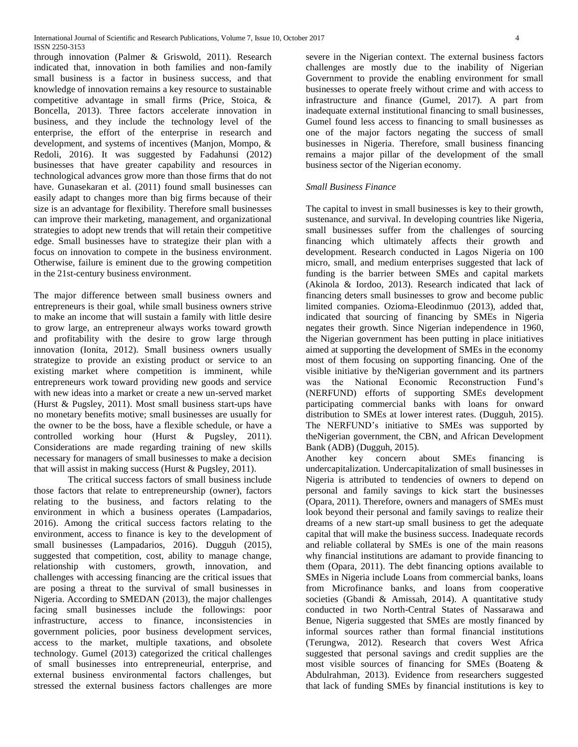through innovation (Palmer & Griswold, 2011). Research indicated that, innovation in both families and non-family small business is a factor in business success, and that knowledge of innovation remains a key resource to sustainable competitive advantage in small firms (Price, Stoica, & Boncella, 2013). Three factors accelerate innovation in business, and they include the technology level of the enterprise, the effort of the enterprise in research and development, and systems of incentives (Manjon, Mompo, & Redoli, 2016). It was suggested by Fadahunsi (2012) businesses that have greater capability and resources in technological advances grow more than those firms that do not have. Gunasekaran et al. (2011) found small businesses can easily adapt to changes more than big firms because of their size is an advantage for flexibility. Therefore small businesses can improve their marketing, management, and organizational strategies to adopt new trends that will retain their competitive edge. Small businesses have to strategize their plan with a focus on innovation to compete in the business environment. Otherwise, failure is eminent due to the growing competition in the 21st-century business environment.

The major difference between small business owners and entrepreneurs is their goal, while small business owners strive to make an income that will sustain a family with little desire to grow large, an entrepreneur always works toward growth and profitability with the desire to grow large through innovation (Ionita, 2012). Small business owners usually strategize to provide an existing product or service to an existing market where competition is imminent, while entrepreneurs work toward providing new goods and service with new ideas into a market or create a new un-served market (Hurst & Pugsley, 2011). Most small business start-ups have no monetary benefits motive; small businesses are usually for the owner to be the boss, have a flexible schedule, or have a controlled working hour (Hurst & Pugsley, 2011). Considerations are made regarding training of new skills necessary for managers of small businesses to make a decision that will assist in making success (Hurst & Pugsley, 2011).

The critical success factors of small business include those factors that relate to entrepreneurship (owner), factors relating to the business, and factors relating to the environment in which a business operates (Lampadarios, 2016). Among the critical success factors relating to the environment, access to finance is key to the development of small businesses (Lampadarios, 2016). Dugguh (2015), suggested that competition, cost, ability to manage change, relationship with customers, growth, innovation, and challenges with accessing financing are the critical issues that are posing a threat to the survival of small businesses in Nigeria. According to SMEDAN (2013), the major challenges facing small businesses include the followings: poor infrastructure, access to finance, inconsistencies in government policies, poor business development services, access to the market, multiple taxations, and obsolete technology. Gumel (2013) categorized the critical challenges of small businesses into entrepreneurial, enterprise, and external business environmental factors challenges, but stressed the external business factors challenges are more severe in the Nigerian context. The external business factors challenges are mostly due to the inability of Nigerian Government to provide the enabling environment for small businesses to operate freely without crime and with access to infrastructure and finance (Gumel, 2017). A part from inadequate external institutional financing to small businesses, Gumel found less access to financing to small businesses as one of the major factors negating the success of small businesses in Nigeria. Therefore, small business financing remains a major pillar of the development of the small business sector of the Nigerian economy.

*Small Business Finance*

The capital to invest in small businesses is key to their growth, sustenance, and survival. In developing countries like Nigeria, small businesses suffer from the challenges of sourcing financing which ultimately affects their growth and development. Research conducted in Lagos Nigeria on 100 micro, small, and medium enterprises suggested that lack of funding is the barrier between SMEs and capital markets (Akinola & Iordoo, 2013). Research indicated that lack of financing deters small businesses to grow and become public limited companies. Ozioma-Eleodinmuo (2013), added that, indicated that sourcing of financing by SMEs in Nigeria negates their growth. Since Nigerian independence in 1960, the Nigerian government has been putting in place initiatives aimed at supporting the development of SMEs in the economy most of them focusing on supporting financing. One of the visible initiative by theNigerian government and its partners was the National Economic Reconstruction Fund's (NERFUND) efforts of supporting SMEs development participating commercial banks with loans for onward distribution to SMEs at lower interest rates. (Dugguh, 2015). The NERFUND's initiative to SMEs was supported by theNigerian government, the CBN, and African Development Bank (ADB) (Dugguh, 2015).

Another key concern about SMEs financing is undercapitalization. Undercapitalization of small businesses in Nigeria is attributed to tendencies of owners to depend on personal and family savings to kick start the businesses (Opara, 2011). Therefore, owners and managers of SMEs must look beyond their personal and family savings to realize their dreams of a new start-up small business to get the adequate capital that will make the business success. Inadequate records and reliable collateral by SMEs is one of the main reasons why financial institutions are adamant to provide financing to them (Opara, 2011). The debt financing options available to SMEs in Nigeria include Loans from commercial banks, loans from Microfinance banks, and loans from cooperative societies (Gbandi & Amissah, 2014). A quantitative study conducted in two North-Central States of Nassarawa and Benue, Nigeria suggested that SMEs are mostly financed by informal sources rather than formal financial institutions (Terungwa, 2012). Research that covers West Africa suggested that personal savings and credit supplies are the most visible sources of financing for SMEs (Boateng & Abdulrahman, 2013). Evidence from researchers suggested that lack of funding SMEs by financial institutions is key to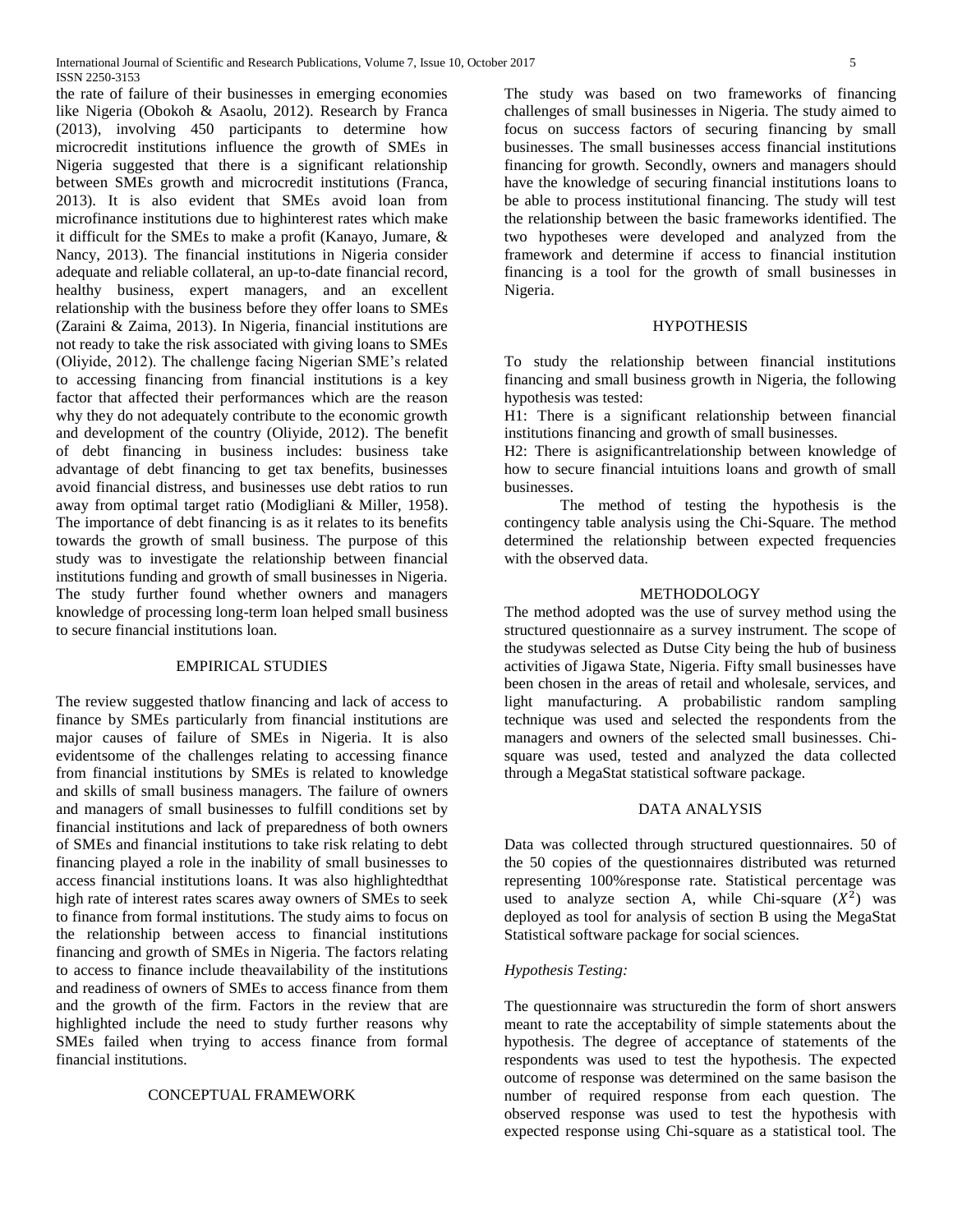the rate of failure of their businesses in emerging economies like Nigeria (Obokoh & Asaolu, 2012). Research by Franca (2013), involving 450 participants to determine how microcredit institutions influence the growth of SMEs in Nigeria suggested that there is a significant relationship between SMEs growth and microcredit institutions (Franca, 2013). It is also evident that SMEs avoid loan from microfinance institutions due to highinterest rates which make it difficult for the SMEs to make a profit (Kanayo, Jumare, & Nancy, 2013). The financial institutions in Nigeria consider adequate and reliable collateral, an up-to-date financial record, healthy business, expert managers, and an excellent relationship with the business before they offer loans to SMEs (Zaraini & Zaima, 2013). In Nigeria, financial institutions are not ready to take the risk associated with giving loans to SMEs (Oliyide, 2012). The challenge facing Nigerian SME's related to accessing financing from financial institutions is a key factor that affected their performances which are the reason why they do not adequately contribute to the economic growth and development of the country (Oliyide, 2012). The benefit of debt financing in business includes: business take advantage of debt financing to get tax benefits, businesses avoid financial distress, and businesses use debt ratios to run away from optimal target ratio (Modigliani & Miller, 1958). The importance of debt financing is as it relates to its benefits towards the growth of small business. The purpose of this study was to investigate the relationship between financial institutions funding and growth of small businesses in Nigeria. The study further found whether owners and managers knowledge of processing long-term loan helped small business to secure financial institutions loan.

## EMPIRICAL STUDIES

The review suggested thatlow financing and lack of access to finance by SMEs particularly from financial institutions are major causes of failure of SMEs in Nigeria. It is also evidentsome of the challenges relating to accessing finance from financial institutions by SMEs is related to knowledge and skills of small business managers. The failure of owners and managers of small businesses to fulfill conditions set by financial institutions and lack of preparedness of both owners of SMEs and financial institutions to take risk relating to debt financing played a role in the inability of small businesses to access financial institutions loans. It was also highlightedthat high rate of interest rates scares away owners of SMEs to seek to finance from formal institutions. The study aims to focus on the relationship between access to financial institutions financing and growth of SMEs in Nigeria. The factors relating to access to finance include theavailability of the institutions and readiness of owners of SMEs to access finance from them and the growth of the firm. Factors in the review that are highlighted include the need to study further reasons why SMEs failed when trying to access finance from formal financial institutions.

## CONCEPTUAL FRAMEWORK

The study was based on two frameworks of financing challenges of small businesses in Nigeria. The study aimed to focus on success factors of securing financing by small businesses. The small businesses access financial institutions financing for growth. Secondly, owners and managers should have the knowledge of securing financial institutions loans to be able to process institutional financing. The study will test the relationship between the basic frameworks identified. The two hypotheses were developed and analyzed from the framework and determine if access to financial institution financing is a tool for the growth of small businesses in Nigeria.

## HYPOTHESIS

To study the relationship between financial institutions financing and small business growth in Nigeria, the following hypothesis was tested:

H1: There is a significant relationship between financial institutions financing and growth of small businesses.

H2: There is asignificantrelationship between knowledge of how to secure financial intuitions loans and growth of small businesses.

The method of testing the hypothesis is the contingency table analysis using the Chi-Square. The method determined the relationship between expected frequencies with the observed data.

## METHODOLOGY

The method adopted was the use of survey method using the structured questionnaire as a survey instrument. The scope of the studywas selected as Dutse City being the hub of business activities of Jigawa State, Nigeria. Fifty small businesses have been chosen in the areas of retail and wholesale, services, and light manufacturing. A probabilistic random sampling technique was used and selected the respondents from the managers and owners of the selected small businesses. Chi-square was used, tested and analyzed the data collected through a MegaStat statistical software package.

## DATA ANALYSIS

Data was collected through structured questionnaires. 50 of the 50 copies of the questionnaires distributed was returned representing 100%response rate. Statistical percentage was used to analyze section A, while Chi-square $(X^2)$ was deployed as tool for analysis of section B using the MegaStat Statistical software package for social sciences.

*Hypothesis Testing:*

The questionnaire was structuredin the form of short answers meant to rate the acceptability of simple statements about the hypothesis. The degree of acceptance of statements of the respondents was used to test the hypothesis. The expected outcome of response was determined on the same basison the number of required response from each question. The observed response was used to test the hypothesis with expected response using Chi-square as a statistical tool. The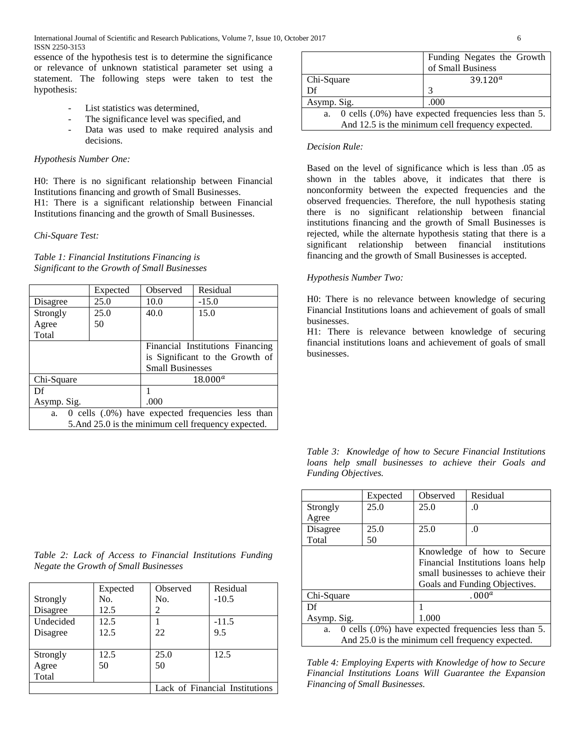essence of the hypothesis test is to determine the significance or relevance of unknown statistical parameter set using a statement. The following steps were taken to test the hypothesis:

- List statistics was determined,
- The significance level was specified, and
- Data was used to make required analysis and decisions.

*Hypothesis Number One:*

H0: There is no significant relationship between Financial Institutions financing and growth of Small Businesses.
H1: There is a significant relationship between Financial Institutions financing and the growth of Small Businesses.

*Chi-Square Test:*

*Table 1: Financial Institutions Financing is Significant to the Growth of Small Businesses*

| | Expected | Observed | Residual |
|---|---|---|---|
| Disagree | 25.0 | 10.0 | -15.0 |
| Strongly Agree | 25.0 | 40.0 | 15.0 |
| Total | 50 | | |
| | | Financial Institutions Financing is Significant to the Growth of Small Businesses | |
| Chi-Square | | $18.000^a$ | |
| Df | | 1 | |
| Asymp. Sig. | | .000 | |
| a. 0 cells (.0%) have expected frequencies less than 5. And 25.0 is the minimum cell frequency expected. | | | |

*Table 2: Lack of Access to Financial Institutions Funding Negate the Growth of Small Businesses*

| | Expected No. | Observed No. | Residual |
|---|---|---|---|
| Strongly Disagree | 12.5 | 2 | -10.5 |
| Undecided | 12.5 | 1 | -11.5 |
| Disagree | 12.5 | 22 | 9.5 |
| Strongly Agree | 12.5 | 25.0 | 12.5 |
| Total | 50 | 50 | |
| | | Lack of Financial Institutions Funding Negates the Growth of Small Business | |
| Chi-Square | | $39.120^a$ | |
| Df | | 3 | |
| Asymp. Sig. | | .000 | |
| a. 0 cells (.0%) have expected frequencies less than 5. And 12.5 is the minimum cell frequency expected. | | | |

*Decision Rule:*

Based on the level of significance which is less than .05 as shown in the tables above, it indicates that there is nonconformity between the expected frequencies and the observed frequencies. Therefore, the null hypothesis stating there is no significant relationship between financial institutions financing and the growth of Small Businesses is rejected, while the alternate hypothesis stating that there is a significant relationship between financial institutions financing and the growth of Small Businesses is accepted.

*Hypothesis Number Two:*

H0: There is no relevance between knowledge of securing Financial Institutions loans and achievement of goals of small businesses.
H1: There is relevance between knowledge of securing financial institutions loans and achievement of goals of small businesses.

*Table 3: Knowledge of how to Secure Financial Institutions loans help small businesses to achieve their Goals and Funding Objectives.*

| | Expected | Observed | Residual |
|---|---|---|---|
| Strongly Agree | 25.0 | 25.0 | .0 |
| Disagree | 25.0 | 25.0 | .0 |
| Total | 50 | | |
| | | Knowledge of how to Secure Financial Institutions loans help small businesses to achieve their Goals and Funding Objectives. | |
| Chi-Square | | $.000^a$ | |
| Df | | 1 | |
| Asymp. Sig. | | 1.000 | |
| a. 0 cells (.0%) have expected frequencies less than 5. And 25.0 is the minimum cell frequency expected. | | | |

*Table 4: Employing Experts with Knowledge of how to Secure Financial Institutions Loans Will Guarantee the Expansion Financing of Small Businesses.*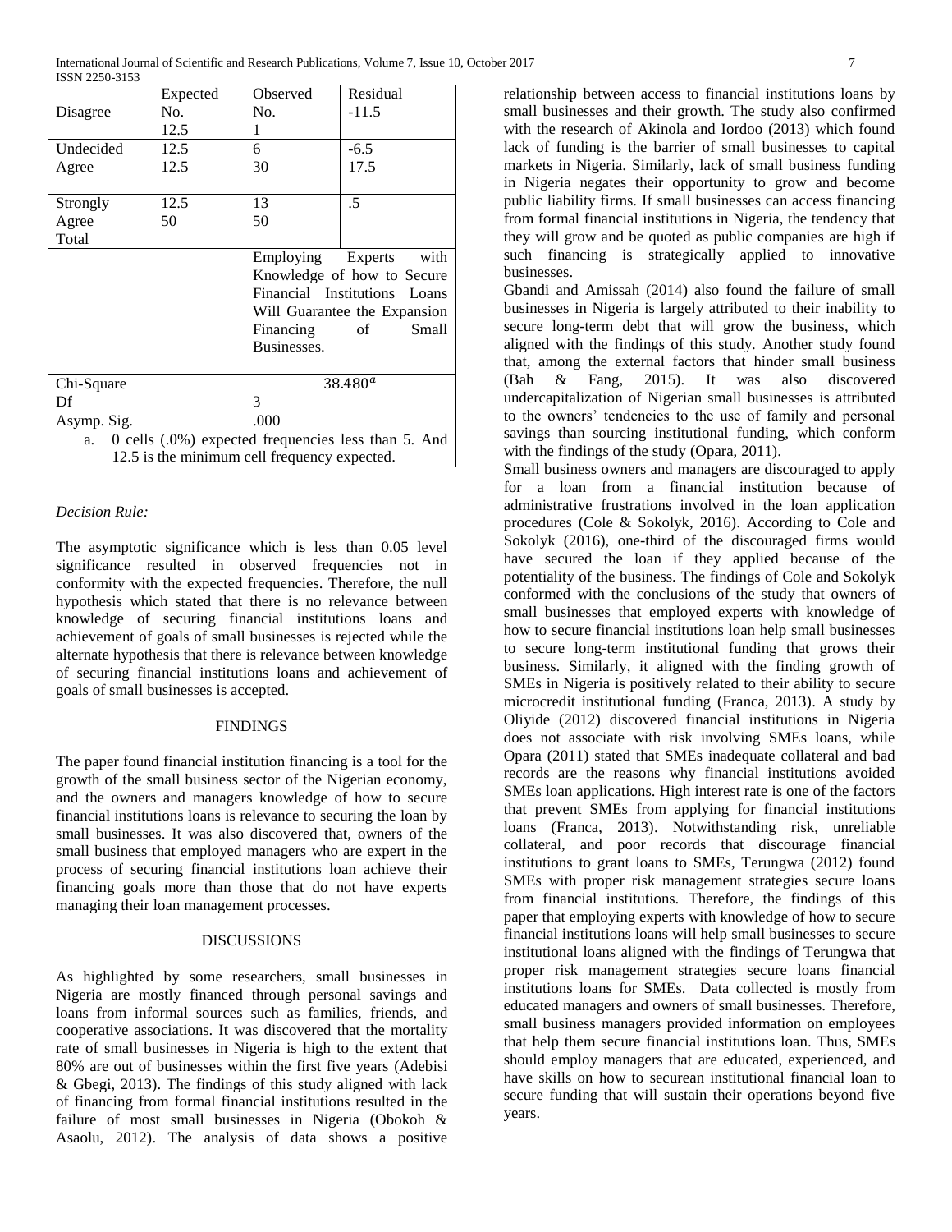| | Expected No. | Observed No. | Residual |
|---|---|---|---|
| Disagree | 12.5 | 1 | -11.5 |
| Undecided | 12.5 | 6 | -6.5 |
| Agree | 12.5 | 30 | 17.5 |
| Strongly Agree | 12.5 | 13 | .5 |
| Total | 50 | 50 | |

| | Employing Experts with Knowledge of how to Secure Financial Institutions Loans Will Guarantee the Expansion Financing of Small Businesses. |
|---|---|
| Chi-Square | 38.480[a] |
| Df | 3 |
| Asymp. Sig. | .000 |

a. 0 cells (.0%) expected frequencies less than 5. And 12.5 is the minimum cell frequency expected.

*Decision Rule:*

The asymptotic significance which is less than 0.05 level significance resulted in observed frequencies not in conformity with the expected frequencies. Therefore, the null hypothesis which stated that there is no relevance between knowledge of securing financial institutions loans and achievement of goals of small businesses is rejected while the alternate hypothesis that there is relevance between knowledge of securing financial institutions loans and achievement of goals of small businesses is accepted.

## FINDINGS

The paper found financial institution financing is a tool for the growth of the small business sector of the Nigerian economy, and the owners and managers knowledge of how to secure financial institutions loans is relevance to securing the loan by small businesses. It was also discovered that, owners of the small business that employed managers who are expert in the process of securing financial institutions loan achieve their financing goals more than those that do not have experts managing their loan management processes.

## DISCUSSIONS

As highlighted by some researchers, small businesses in Nigeria are mostly financed through personal savings and loans from informal sources such as families, friends, and cooperative associations. It was discovered that the mortality rate of small businesses in Nigeria is high to the extent that 80% are out of businesses within the first five years (Adebisi & Gbegi, 2013). The findings of this study aligned with lack of financing from formal financial institutions resulted in the failure of most small businesses in Nigeria (Obokoh & Asaolu, 2012). The analysis of data shows a positive relationship between access to financial institutions loans by small businesses and their growth. The study also confirmed with the research of Akinola and Iordoo (2013) which found lack of funding is the barrier of small businesses to capital markets in Nigeria. Similarly, lack of small business funding in Nigeria negates their opportunity to grow and become public liability firms. If small businesses can access financing from formal financial institutions in Nigeria, the tendency that they will grow and be quoted as public companies are high if such financing is strategically applied to innovative businesses.

Gbandi and Amissah (2014) also found the failure of small businesses in Nigeria is largely attributed to their inability to secure long-term debt that will grow the business, which aligned with the findings of this study. Another study found that, among the external factors that hinder small business (Bah & Fang, 2015). It was also discovered undercapitalization of Nigerian small businesses is attributed to the owners' tendencies to the use of family and personal savings than sourcing institutional funding, which conform with the findings of the study (Opara, 2011).

Small business owners and managers are discouraged to apply for a loan from a financial institution because of administrative frustrations involved in the loan application procedures (Cole & Sokolyk, 2016). According to Cole and Sokolyk (2016), one-third of the discouraged firms would have secured the loan if they applied because of the potentiality of the business. The findings of Cole and Sokolyk conformed with the conclusions of the study that owners of small businesses that employed experts with knowledge of how to secure financial institutions loan help small businesses to secure long-term institutional funding that grows their business. Similarly, it aligned with the finding growth of SMEs in Nigeria is positively related to their ability to secure microcredit institutional funding (Franca, 2013). A study by Oliyide (2012) discovered financial institutions in Nigeria does not associate with risk involving SMEs loans, while Opara (2011) stated that SMEs inadequate collateral and bad records are the reasons why financial institutions avoided SMEs loan applications. High interest rate is one of the factors that prevent SMEs from applying for financial institutions loans (Franca, 2013). Notwithstanding risk, unreliable collateral, and poor records that discourage financial institutions to grant loans to SMEs, Terungwa (2012) found SMEs with proper risk management strategies secure loans from financial institutions. Therefore, the findings of this paper that employing experts with knowledge of how to secure financial institutions loans will help small businesses to secure institutional loans aligned with the findings of Terungwa that proper risk management strategies secure loans financial institutions loans for SMEs. Data collected is mostly from educated managers and owners of small businesses. Therefore, small business managers provided information on employees that help them secure financial institutions loan. Thus, SMEs should employ managers that are educated, experienced, and have skills on how to securean institutional financial loan to secure funding that will sustain their operations beyond five years.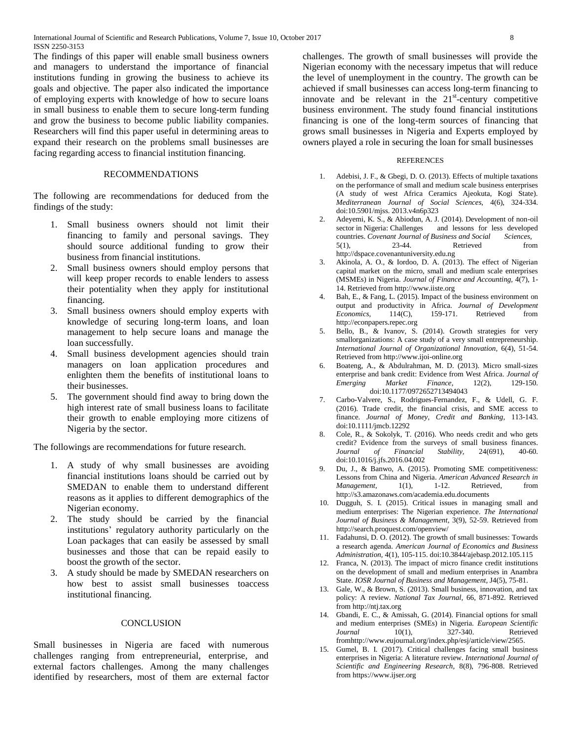The findings of this paper will enable small business owners and managers to understand the importance of financial institutions funding in growing the business to achieve its goals and objective. The paper also indicated the importance of employing experts with knowledge of how to secure loans in small business to enable them to secure long-term funding and grow the business to become public liability companies. Researchers will find this paper useful in determining areas to expand their research on the problems small businesses are facing regarding access to financial institution financing.

## RECOMMENDATIONS

The following are recommendations for deduced from the findings of the study:

1. Small business owners should not limit their financing to family and personal savings. They should source additional funding to grow their business from financial institutions.
2. Small business owners should employ persons that will keep proper records to enable lenders to assess their potentiality when they apply for institutional financing.
3. Small business owners should employ experts with knowledge of securing long-term loans, and loan management to help secure loans and manage the loan successfully.
4. Small business development agencies should train managers on loan application procedures and enlighten them the benefits of institutional loans to their businesses.
5. The government should find away to bring down the high interest rate of small business loans to facilitate their growth to enable employing more citizens of Nigeria by the sector.

The followings are recommendations for future research.

1. A study of why small businesses are avoiding financial institutions loans should be carried out by SMEDAN to enable them to understand different reasons as it applies to different demographics of the Nigerian economy.
2. The study should be carried by the financial institutions' regulatory authority particularly on the Loan packages that can easily be assessed by small businesses and those that can be repaid easily to boost the growth of the sector.
3. A study should be made by SMEDAN researchers on how best to assist small businesses toaccess institutional financing.

## CONCLUSION

Small businesses in Nigeria are faced with numerous challenges ranging from entrepreneurial, enterprise, and external factors challenges. Among the many challenges identified by researchers, most of them are external factor challenges. The growth of small businesses will provide the Nigerian economy with the necessary impetus that will reduce the level of unemployment in the country. The growth can be achieved if small businesses can access long-term financing to innovate and be relevant in the 21st-century competitive business environment. The study found financial institutions financing is one of the long-term sources of financing that grows small businesses in Nigeria and Experts employed by owners played a role in securing the loan for small businesses

## REFERENCES

1. Adebisi, J. F., & Gbegi, D. O. (2013). Effects of multiple taxations on the performance of small and medium scale business enterprises (A study of west Africa Ceramics Ajeokuta, Kogi State). *Mediterranean Journal of Social Sciences,* 4(6), 324-334. doi:10.5901/mjss. 2013.v4n6p323
2. Adeyemi, K. S., & Abiodun, A. J. (2014). Development of non-oil sector in Nigeria: Challenges and lessons for less developed countries. *Covenant Journal of Business and Social Sciences,* 5(1), 23-44. Retrieved from http://dspace.covenantuniversity.edu.ng
3. Akinola, A. O., & Iordoo, D. A. (2013). The effect of Nigerian capital market on the micro, small and medium scale enterprises (MSMEs) in Nigeria. *Journal of Finance and Accounting,* 4(7), 1-14. Retrieved from http://www.iiste.org
4. Bah, E., & Fang, L. (2015). Impact of the business environment on output and productivity in Africa. *Journal of Development Economics,* 114(C), 159-171. Retrieved from http://econpapers.repec.org
5. Bello, B., & Ivanov, S. (2014). Growth strategies for very smallorganizations: A case study of a very small entrepreneurship. *International Journal of Organizational Innovation,* 6(4), 51-54. Retrieved from http://www.ijoi-online.org
6. Boateng, A., & Abdulrahman, M. D. (2013). Micro small-sizes enterprise and bank credit: Evidence from West Africa. *Journal of Emerging Market Finance,* 12(2), 129-150. doi:10.1177/0972652713494043
7. Carbo-Valvere, S., Rodrigues-Fernandez, F., & Udell, G. F. (2016). Trade credit, the financial crisis, and SME access to finance. *Journal of Money, Credit and Banking,* 113-143. doi:10.1111/jmcb.12292
8. Cole, R., & Sokolyk, T. (2016). Who needs credit and who gets credit? Evidence from the surveys of small business finances. *Journal of Financial Stability,* 24(691), 40-60. doi:10.1016/j.jfs.2016.04.002
9. Du, J., & Banwo, A. (2015). Promoting SME competitiveness: Lessons from China and Nigeria. *American Advanced Research in Management,* 1(1), 1-12. Retrieved, from http://s3.amazonaws.com/academia.edu.documents
10. Dugguh, S. I. (2015). Critical issues in managing small and medium enterprises: The Nigerian experience. *The International Journal of Business & Management,* 3(9), 52-59. Retrieved from http://search.proquest.com/openview/
11. Fadahunsi, D. O. (2012). The growth of small businesses: Towards a research agenda. *American Journal of Economics and Business Administration,* 4(1), 105-115. doi:10.3844/ajebasp.2012.105.115
12. Franca, N. (2013). The impact of micro finance credit institutions on the development of small and medium enterprises in Anambra State. *IOSR Journal of Business and Management,* J4(5), 75-81.
13. Gale, W., & Brown, S. (2013). Small business, innovation, and tax policy: A review. *National Tax Journal,* 66, 871-892. Retrieved from http://ntj.tax.org
14. Gbandi, E. C., & Amissah, G. (2014). Financial options for small and medium enterprises (SMEs) in Nigeria. *European Scientific Journal* 10(1), 327-340. Retrieved fromhttp://www.eujournal.org/index.php/esj/article/view/2565.
15. Gumel, B. I. (2017). Critical challenges facing small business enterprises in Nigeria: A literature review. *International Journal of Scientific and Engineering Research,* 8(8), 796-808. Retrieved from https://www.ijser.org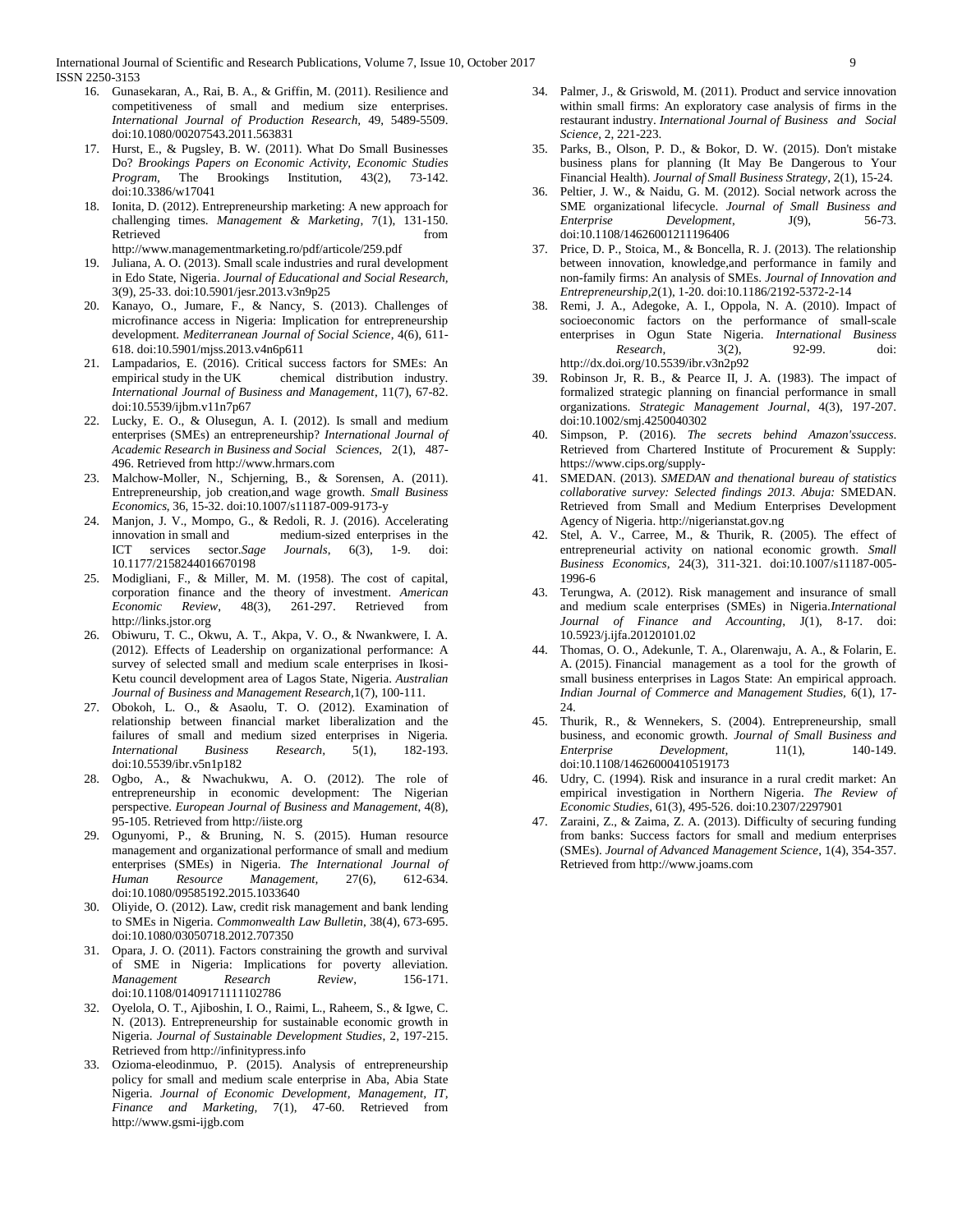16. Gunasekaran, A., Rai, B. A., & Griffin, M. (2011). Resilience and competitiveness of small and medium size enterprises. *International Journal of Production Research*, 49, 5489-5509. doi:10.1080/00207543.2011.563831
17. Hurst, E., & Pugsley, B. W. (2011). What Do Small Businesses Do? *Brookings Papers on Economic Activity, Economic Studies Program*, The Brookings Institution, 43(2), 73-142. doi:10.3386/w17041
18. Ionita, D. (2012). Entrepreneurship marketing: A new approach for challenging times. *Management & Marketing*, 7(1), 131-150. Retrieved from http://www.managementmarketing.ro/pdf/articole/259.pdf
19. Juliana, A. O. (2013). Small scale industries and rural development in Edo State, Nigeria. *Journal of Educational and Social Research*, 3(9), 25-33. doi:10.5901/jesr.2013.v3n9p25
20. Kanayo, O., Jumare, F., & Nancy, S. (2013). Challenges of microfinance access in Nigeria: Implication for entrepreneurship development. *Mediterranean Journal of Social Science*, 4(6), 611-618. doi:10.5901/mjss.2013.v4n6p611
21. Lampadarios, E. (2016). Critical success factors for SMEs: An empirical study in the UK chemical distribution industry. *International Journal of Business and Management*, 11(7), 67-82. doi:10.5539/ijbm.v11n7p67
22. Lucky, E. O., & Olusegun, A. I. (2012). Is small and medium enterprises (SMEs) an entrepreneurship? *International Journal of Academic Research in Business and Social Sciences*, 2(1), 487-496. Retrieved from http://www.hrmars.com
23. Malchow-Moller, N., Schjerning, B., & Sorensen, A. (2011). Entrepreneurship, job creation,and wage growth. *Small Business Economics*, 36, 15-32. doi:10.1007/s11187-009-9173-y
24. Manjon, J. V., Mompo, G., & Redoli, R. J. (2016). Accelerating innovation in small and medium-sized enterprises in the ICT services sector.*Sage Journals*, 6(3), 1-9. doi: 10.1177/2158244016670198
25. Modigliani, F., & Miller, M. M. (1958). The cost of capital, corporation finance and the theory of investment. *American Economic Review*, 48(3), 261-297. Retrieved from http://links.jstor.org
26. Obiwuru, T. C., Okwu, A. T., Akpa, V. O., & Nwankwere, I. A. (2012). Effects of Leadership on organizational performance: A survey of selected small and medium scale enterprises in Ikosi-Ketu council development area of Lagos State, Nigeria. *Australian Journal of Business and Management Research*,1(7), 100-111.
27. Obokoh, L. O., & Asaolu, T. O. (2012). Examination of relationship between financial market liberalization and the failures of small and medium sized enterprises in Nigeria. *International Business Research*, 5(1), 182-193. doi:10.5539/ibr.v5n1p182
28. Ogbo, A., & Nwachukwu, A. O. (2012). The role of entrepreneurship in economic development: The Nigerian perspective. *European Journal of Business and Management*, 4(8), 95-105. Retrieved from http://iiste.org
29. Ogunyomi, P., & Bruning, N. S. (2015). Human resource management and organizational performance of small and medium enterprises (SMEs) in Nigeria. *The International Journal of Human Resource Management*, 27(6), 612-634. doi:10.1080/09585192.2015.1033640
30. Oliyide, O. (2012). Law, credit risk management and bank lending to SMEs in Nigeria. *Commonwealth Law Bulletin*, 38(4), 673-695. doi:10.1080/03050718.2012.707350
31. Opara, J. O. (2011). Factors constraining the growth and survival of SME in Nigeria: Implications for poverty alleviation. *Management Research Review*, 156-171. doi:10.1108/01409171111102786
32. Oyelola, O. T., Ajiboshin, I. O., Raimi, L., Raheem, S., & Igwe, C. N. (2013). Entrepreneurship for sustainable economic growth in Nigeria. *Journal of Sustainable Development Studies*, 2, 197-215. Retrieved from http://infinitypress.info
33. Ozioma-eleodinmuo, P. (2015). Analysis of entrepreneurship policy for small and medium scale enterprise in Aba, Abia State Nigeria. *Journal of Economic Development, Management, IT, Finance and Marketing*, 7(1), 47-60. Retrieved from http://www.gsmi-ijgb.com
34. Palmer, J., & Griswold, M. (2011). Product and service innovation within small firms: An exploratory case analysis of firms in the restaurant industry. *International Journal of Business and Social Science*, 2, 221-223.
35. Parks, B., Olson, P. D., & Bokor, D. W. (2015). Don't mistake business plans for planning (It May Be Dangerous to Your Financial Health). *Journal of Small Business Strategy*, 2(1), 15-24.
36. Peltier, J. W., & Naidu, G. M. (2012). Social network across the SME organizational lifecycle. *Journal of Small Business and Enterprise Development*, J(9), 56-73. doi:10.1108/14626001211196406
37. Price, D. P., Stoica, M., & Boncella, R. J. (2013). The relationship between innovation, knowledge,and performance in family and non-family firms: An analysis of SMEs. *Journal of Innovation and Entrepreneurship*,2(1), 1-20. doi:10.1186/2192-5372-2-14
38. Remi, J. A., Adegoke, A. I., Oppola, N. A. (2010). Impact of socioeconomic factors on the performance of small-scale enterprises in Ogun State Nigeria. *International Business Research*, 3(2), 92-99. doi: http://dx.doi.org/10.5539/ibr.v3n2p92
39. Robinson Jr, R. B., & Pearce II, J. A. (1983). The impact of formalized strategic planning on financial performance in small organizations. *Strategic Management Journal*, 4(3), 197-207. doi:10.1002/smj.4250040302
40. Simpson, P. (2016). *The secrets behind Amazon'ssuccess*. Retrieved from Chartered Institute of Procurement & Supply: https://www.cips.org/supply-
41. SMEDAN. (2013). *SMEDAN and thenational bureau of statistics collaborative survey: Selected findings 2013. Abuja:* SMEDAN. Retrieved from Small and Medium Enterprises Development Agency of Nigeria. http://nigerianstat.gov.ng
42. Stel, A. V., Carree, M., & Thurik, R. (2005). The effect of entrepreneurial activity on national economic growth. *Small Business Economics*, 24(3), 311-321. doi:10.1007/s11187-005-1996-6
43. Terungwa, A. (2012). Risk management and insurance of small and medium scale enterprises (SMEs) in Nigeria.*International Journal of Finance and Accounting*, J(1), 8-17. doi: 10.5923/j.ijfa.20120101.02
44. Thomas, O. O., Adekunle, T. A., Olarenwaju, A. A., & Folarin, E. A. (2015). Financial management as a tool for the growth of small business enterprises in Lagos State: An empirical approach. *Indian Journal of Commerce and Management Studies*, 6(1), 17-24.
45. Thurik, R., & Wennekers, S. (2004). Entrepreneurship, small business, and economic growth. *Journal of Small Business and Enterprise Development*, 11(1), 140-149. doi:10.1108/14626000410519173
46. Udry, C. (1994). Risk and insurance in a rural credit market: An empirical investigation in Northern Nigeria. *The Review of Economic Studies*, 61(3), 495-526. doi:10.2307/2297901
47. Zaraini, Z., & Zaima, Z. A. (2013). Difficulty of securing funding from banks: Success factors for small and medium enterprises (SMEs). *Journal of Advanced Management Science*, 1(4), 354-357. Retrieved from http://www.joams.com